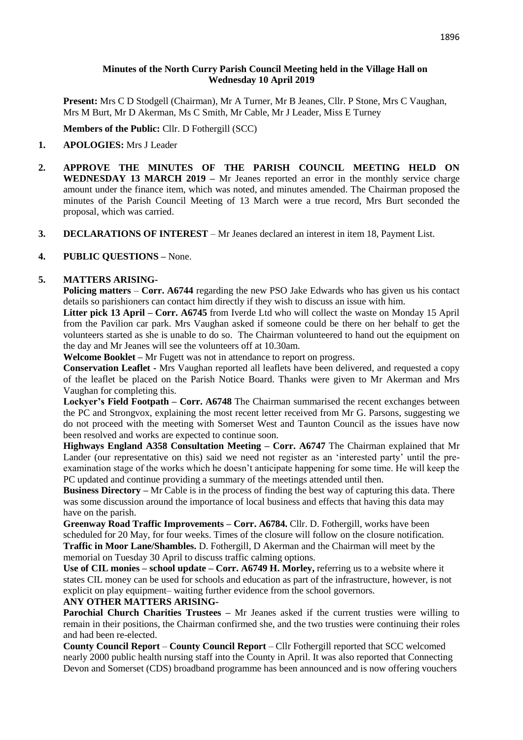**Minutes of the North Curry Parish Council Meeting held in the Village Hall on Wednesday 10 April 2019**

**Present:** Mrs C D Stodgell (Chairman), Mr A Turner, Mr B Jeanes, Cllr. P Stone, Mrs C Vaughan, Mrs M Burt, Mr D Akerman, Ms C Smith, Mr Cable, Mr J Leader, Miss E Turney

**Members of the Public:** Cllr. D Fothergill (SCC)

1. **APOLOGIES:** Mrs J Leader

2. **APPROVE THE MINUTES OF THE PARISH COUNCIL MEETING HELD ON WEDNESDAY 13 MARCH 2019 –** Mr Jeanes reported an error in the monthly service charge amount under the finance item, which was noted, and minutes amended. The Chairman proposed the minutes of the Parish Council Meeting of 13 March were a true record, Mrs Burt seconded the proposal, which was carried.

3. **DECLARATIONS OF INTEREST** – Mr Jeanes declared an interest in item 18, Payment List.

4. **PUBLIC QUESTIONS –** None.

5. **MATTERS ARISING-**

   **Policing matters** – **Corr. A6744** regarding the new PSO Jake Edwards who has given us his contact details so parishioners can contact him directly if they wish to discuss an issue with him.

   **Litter pick 13 April – Corr. A6745** from Iverde Ltd who will collect the waste on Monday 15 April from the Pavilion car park. Mrs Vaughan asked if someone could be there on her behalf to get the volunteers started as she is unable to do so. The Chairman volunteered to hand out the equipment on the day and Mr Jeanes will see the volunteers off at 10.30am.

   **Welcome Booklet –** Mr Fugett was not in attendance to report on progress.

   **Conservation Leaflet -** Mrs Vaughan reported all leaflets have been delivered, and requested a copy of the leaflet be placed on the Parish Notice Board. Thanks were given to Mr Akerman and Mrs Vaughan for completing this.

   **Lockyer's Field Footpath – Corr. A6748** The Chairman summarised the recent exchanges between the PC and Strongvox, explaining the most recent letter received from Mr G. Parsons, suggesting we do not proceed with the meeting with Somerset West and Taunton Council as the issues have now been resolved and works are expected to continue soon.

   **Highways England A358 Consultation Meeting – Corr. A6747** The Chairman explained that Mr Lander (our representative on this) said we need not register as an 'interested party' until the pre-examination stage of the works which he doesn't anticipate happening for some time. He will keep the PC updated and continue providing a summary of the meetings attended until then.

   **Business Directory –** Mr Cable is in the process of finding the best way of capturing this data. There was some discussion around the importance of local business and effects that having this data may have on the parish.

   **Greenway Road Traffic Improvements – Corr. A6784.** Cllr. D. Fothergill, works have been scheduled for 20 May, for four weeks. Times of the closure will follow on the closure notification.

   **Traffic in Moor Lane/Shambles.** D. Fothergill, D Akerman and the Chairman will meet by the memorial on Tuesday 30 April to discuss traffic calming options.

   **Use of CIL monies – school update – Corr. A6749 H. Morley,** referring us to a website where it states CIL money can be used for schools and education as part of the infrastructure, however, is not explicit on play equipment– waiting further evidence from the school governors.

   **ANY OTHER MATTERS ARISING-**

   **Parochial Church Charities Trustees –** Mr Jeanes asked if the current trusties were willing to remain in their positions, the Chairman confirmed she, and the two trusties were continuing their roles and had been re-elected.

   **County Council Report** – **County Council Report** – Cllr Fothergill reported that SCC welcomed nearly 2000 public health nursing staff into the County in April. It was also reported that Connecting Devon and Somerset (CDS) broadband programme has been announced and is now offering vouchers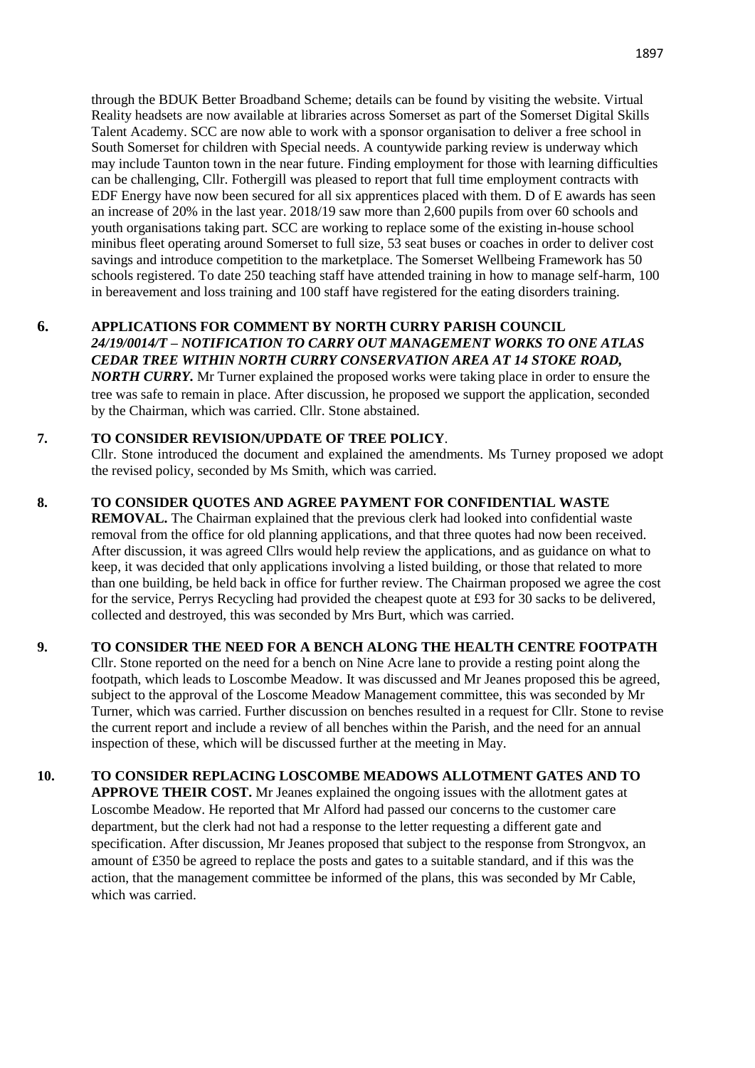through the BDUK Better Broadband Scheme; details can be found by visiting the website. Virtual Reality headsets are now available at libraries across Somerset as part of the Somerset Digital Skills Talent Academy. SCC are now able to work with a sponsor organisation to deliver a free school in South Somerset for children with Special needs. A countywide parking review is underway which may include Taunton town in the near future. Finding employment for those with learning difficulties can be challenging, Cllr. Fothergill was pleased to report that full time employment contracts with EDF Energy have now been secured for all six apprentices placed with them. D of E awards has seen an increase of 20% in the last year. 2018/19 saw more than 2,600 pupils from over 60 schools and youth organisations taking part. SCC are working to replace some of the existing in-house school minibus fleet operating around Somerset to full size, 53 seat buses or coaches in order to deliver cost savings and introduce competition to the marketplace. The Somerset Wellbeing Framework has 50 schools registered. To date 250 teaching staff have attended training in how to manage self-harm, 100 in bereavement and loss training and 100 staff have registered for the eating disorders training.

**6. APPLICATIONS FOR COMMENT BY NORTH CURRY PARISH COUNCIL**
***24/19/0014/T – NOTIFICATION TO CARRY OUT MANAGEMENT WORKS TO ONE ATLAS CEDAR TREE WITHIN NORTH CURRY CONSERVATION AREA AT 14 STOKE ROAD, NORTH CURRY.*** Mr Turner explained the proposed works were taking place in order to ensure the tree was safe to remain in place. After discussion, he proposed we support the application, seconded by the Chairman, which was carried. Cllr. Stone abstained.

**7. TO CONSIDER REVISION/UPDATE OF TREE POLICY**.
Cllr. Stone introduced the document and explained the amendments. Ms Turney proposed we adopt the revised policy, seconded by Ms Smith, which was carried.

**8. TO CONSIDER QUOTES AND AGREE PAYMENT FOR CONFIDENTIAL WASTE REMOVAL.** The Chairman explained that the previous clerk had looked into confidential waste removal from the office for old planning applications, and that three quotes had now been received. After discussion, it was agreed Cllrs would help review the applications, and as guidance on what to keep, it was decided that only applications involving a listed building, or those that related to more than one building, be held back in office for further review. The Chairman proposed we agree the cost for the service, Perrys Recycling had provided the cheapest quote at £93 for 30 sacks to be delivered, collected and destroyed, this was seconded by Mrs Burt, which was carried.

**9. TO CONSIDER THE NEED FOR A BENCH ALONG THE HEALTH CENTRE FOOTPATH**
Cllr. Stone reported on the need for a bench on Nine Acre lane to provide a resting point along the footpath, which leads to Loscombe Meadow. It was discussed and Mr Jeanes proposed this be agreed, subject to the approval of the Loscome Meadow Management committee, this was seconded by Mr Turner, which was carried. Further discussion on benches resulted in a request for Cllr. Stone to revise the current report and include a review of all benches within the Parish, and the need for an annual inspection of these, which will be discussed further at the meeting in May.

**10. TO CONSIDER REPLACING LOSCOMBE MEADOWS ALLOTMENT GATES AND TO APPROVE THEIR COST.** Mr Jeanes explained the ongoing issues with the allotment gates at Loscombe Meadow. He reported that Mr Alford had passed our concerns to the customer care department, but the clerk had not had a response to the letter requesting a different gate and specification. After discussion, Mr Jeanes proposed that subject to the response from Strongvox, an amount of £350 be agreed to replace the posts and gates to a suitable standard, and if this was the action, that the management committee be informed of the plans, this was seconded by Mr Cable, which was carried.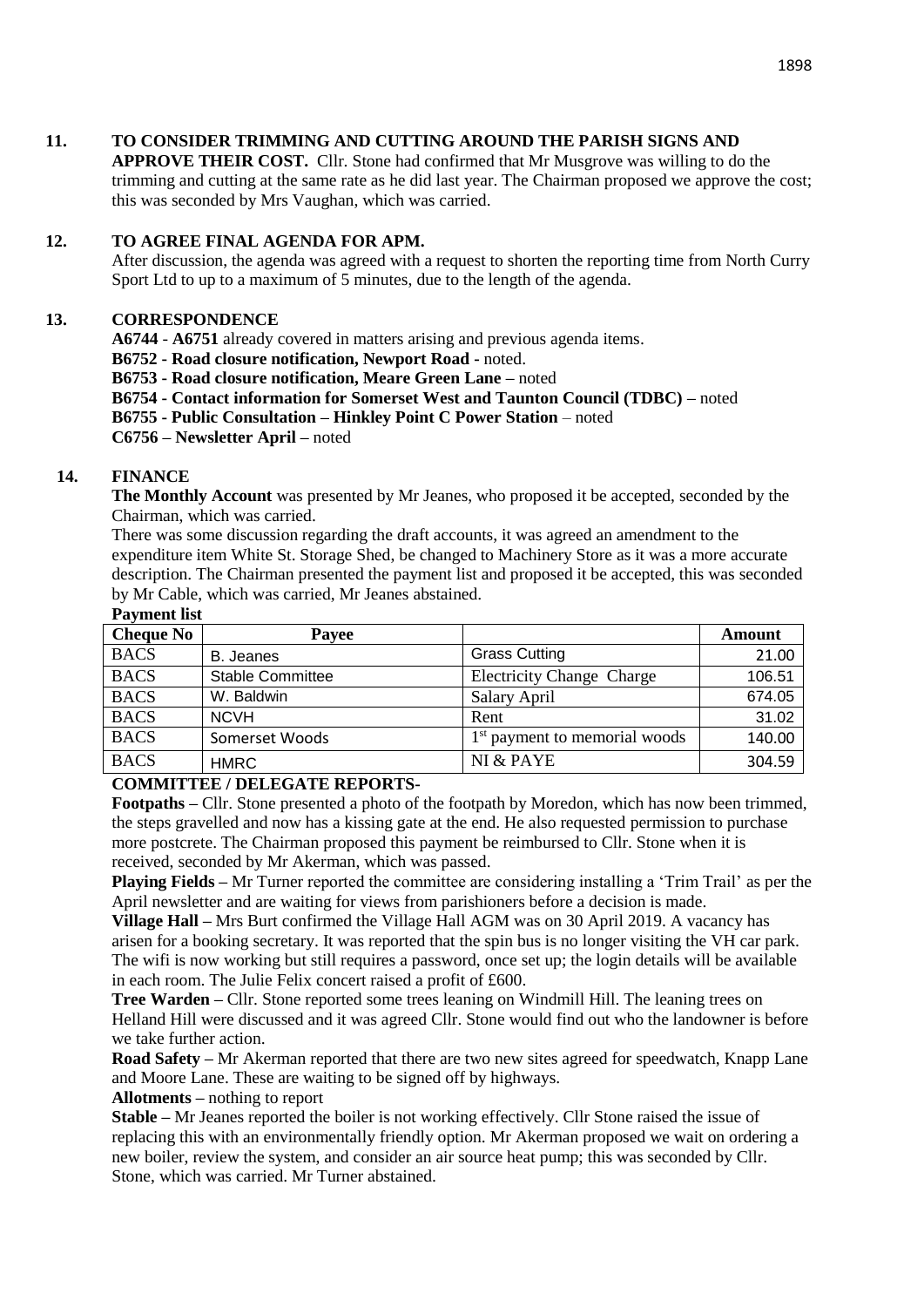## 11. TO CONSIDER TRIMMING AND CUTTING AROUND THE PARISH SIGNS AND APPROVE THEIR COST.

Cllr. Stone had confirmed that Mr Musgrove was willing to do the trimming and cutting at the same rate as he did last year. The Chairman proposed we approve the cost; this was seconded by Mrs Vaughan, which was carried.

## 12. TO AGREE FINAL AGENDA FOR APM.

After discussion, the agenda was agreed with a request to shorten the reporting time from North Curry Sport Ltd to up to a maximum of 5 minutes, due to the length of the agenda.

## 13. CORRESPONDENCE

**A6744** - **A6751** already covered in matters arising and previous agenda items.
**B6752 - Road closure notification, Newport Road** - noted.
**B6753 - Road closure notification, Meare Green Lane –** noted
**B6754 - Contact information for Somerset West and Taunton Council (TDBC) –** noted
**B6755 - Public Consultation – Hinkley Point C Power Station** – noted
**C6756 – Newsletter April –** noted

## 14. FINANCE

**The Monthly Account** was presented by Mr Jeanes, who proposed it be accepted, seconded by the Chairman, which was carried.

There was some discussion regarding the draft accounts, it was agreed an amendment to the expenditure item White St. Storage Shed, be changed to Machinery Store as it was a more accurate description. The Chairman presented the payment list and proposed it be accepted, this was seconded by Mr Cable, which was carried, Mr Jeanes abstained.

**Payment list**

| Cheque No | Payee | | Amount |
|---|---|---|---|
| BACS | B. Jeanes | Grass Cutting | 21.00 |
| BACS | Stable Committee | Electricity Change Charge | 106.51 |
| BACS | W. Baldwin | Salary April | 674.05 |
| BACS | NCVH | Rent | 31.02 |
| BACS | Somerset Woods | 1st payment to memorial woods | 140.00 |
| BACS | HMRC | NI & PAYE | 304.59 |

**COMMITTEE / DELEGATE REPORTS-**

**Footpaths –** Cllr. Stone presented a photo of the footpath by Moredon, which has now been trimmed, the steps gravelled and now has a kissing gate at the end. He also requested permission to purchase more postcrete. The Chairman proposed this payment be reimbursed to Cllr. Stone when it is received, seconded by Mr Akerman, which was passed.

**Playing Fields –** Mr Turner reported the committee are considering installing a 'Trim Trail' as per the April newsletter and are waiting for views from parishioners before a decision is made.

**Village Hall –** Mrs Burt confirmed the Village Hall AGM was on 30 April 2019. A vacancy has arisen for a booking secretary. It was reported that the spin bus is no longer visiting the VH car park. The wifi is now working but still requires a password, once set up; the login details will be available in each room. The Julie Felix concert raised a profit of £600.

**Tree Warden –** Cllr. Stone reported some trees leaning on Windmill Hill. The leaning trees on Helland Hill were discussed and it was agreed Cllr. Stone would find out who the landowner is before we take further action.

**Road Safety –** Mr Akerman reported that there are two new sites agreed for speedwatch, Knapp Lane and Moore Lane. These are waiting to be signed off by highways.

**Allotments –** nothing to report

**Stable –** Mr Jeanes reported the boiler is not working effectively. Cllr Stone raised the issue of replacing this with an environmentally friendly option. Mr Akerman proposed we wait on ordering a new boiler, review the system, and consider an air source heat pump; this was seconded by Cllr. Stone, which was carried. Mr Turner abstained.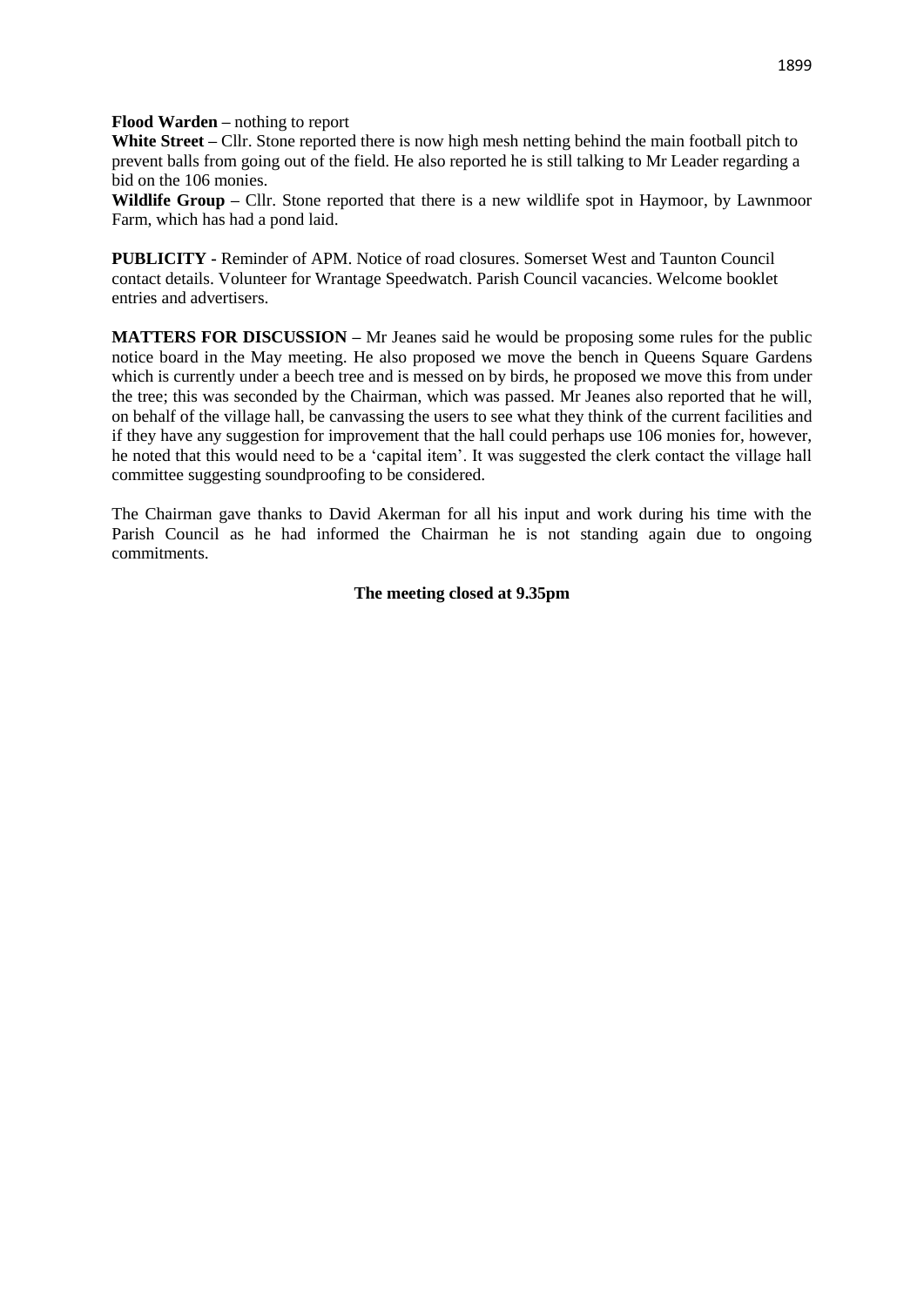**Flood Warden –** nothing to report

**White Street –** Cllr. Stone reported there is now high mesh netting behind the main football pitch to prevent balls from going out of the field. He also reported he is still talking to Mr Leader regarding a bid on the 106 monies.

**Wildlife Group –** Cllr. Stone reported that there is a new wildlife spot in Haymoor, by Lawnmoor Farm, which has had a pond laid.

**PUBLICITY -** Reminder of APM. Notice of road closures. Somerset West and Taunton Council contact details. Volunteer for Wrantage Speedwatch. Parish Council vacancies. Welcome booklet entries and advertisers.

**MATTERS FOR DISCUSSION –** Mr Jeanes said he would be proposing some rules for the public notice board in the May meeting. He also proposed we move the bench in Queens Square Gardens which is currently under a beech tree and is messed on by birds, he proposed we move this from under the tree; this was seconded by the Chairman, which was passed. Mr Jeanes also reported that he will, on behalf of the village hall, be canvassing the users to see what they think of the current facilities and if they have any suggestion for improvement that the hall could perhaps use 106 monies for, however, he noted that this would need to be a 'capital item'. It was suggested the clerk contact the village hall committee suggesting soundproofing to be considered.

The Chairman gave thanks to David Akerman for all his input and work during his time with the Parish Council as he had informed the Chairman he is not standing again due to ongoing commitments.

**The meeting closed at 9.35pm**